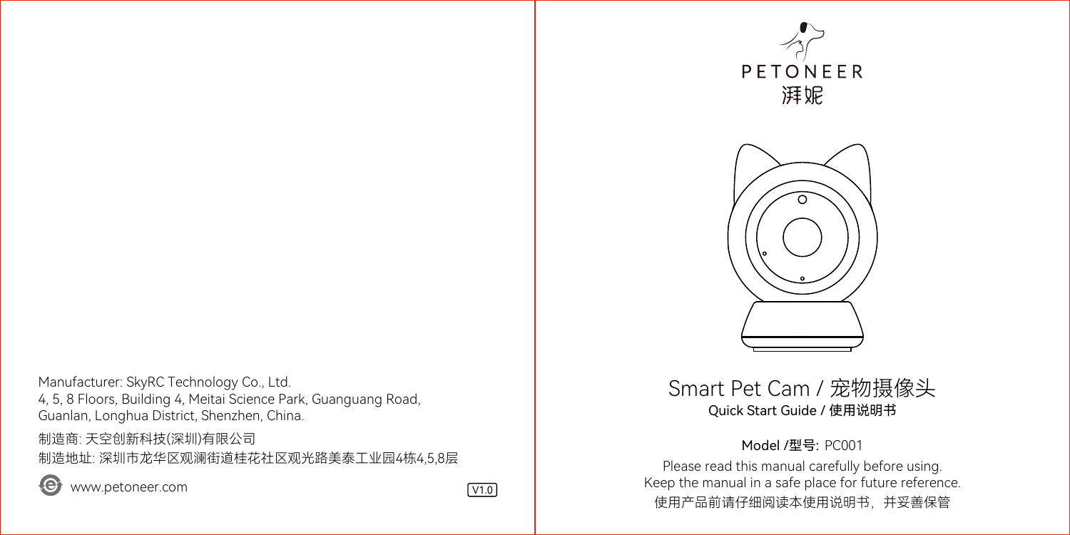Manufacturer: SkyRC Technology Co., Ltd.
4, 5, 8 Floors, Building 4, Meitai Science Park, Guanguang Road, Guanlan, Longhua District, Shenzhen, China.

制造商: 天空创新科技(深圳)有限公司

制造地址: 深圳市龙华区观澜街道桂花社区观光路美泰工业园4栋4,5,8层

www.petoneer.com

V1.0

PETONEER

湃妮

# Smart Pet Cam / 宠物摄像头

**Quick Start Guide / 使用说明书**

Model /型号: PC001

Please read this manual carefully before using.
Keep the manual in a safe place for future reference.
使用产品前请仔细阅读本使用说明书，并妥善保管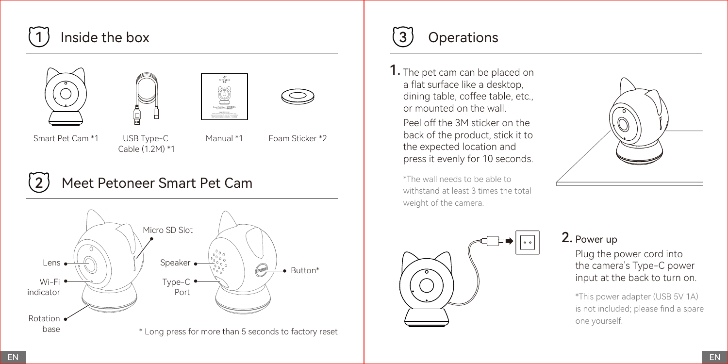## 1 Inside the box

Smart Pet Cam *1

USB Type-C Cable (1.2M) *1

Manual *1

Foam Sticker *2

## 2 Meet Petoneer Smart Pet Cam

Lens

Wi-Fi indicator

Rotation base

Micro SD Slot

Speaker

Type-C Port

Button*

* Long press for more than 5 seconds to factory reset

## 3 Operations

**1.** The pet cam can be placed on a flat surface like a desktop, dining table, coffee table, etc., or mounted on the wall.

Peel off the 3M sticker on the back of the product, stick it to the expected location and press it evenly for 10 seconds.

*The wall needs to be able to withstand at least 3 times the total weight of the camera.

**2.** Power up

Plug the power cord into the camera's Type-C power input at the back to turn on.

*This power adapter (USB 5V 1A) is not included; please find a spare one yourself.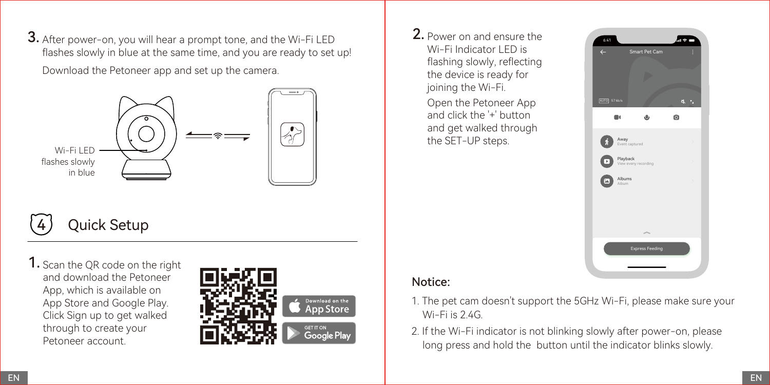3. After power-on, you will hear a prompt tone, and the Wi-Fi LED flashes slowly in blue at the same time, and you are ready to set up!

   Download the Petoneer app and set up the camera.

Wi-Fi LED flashes slowly in blue

## 4 Quick Setup

1. Scan the QR code on the right and download the Petoneer App, which is available on App Store and Google Play. Click Sign up to get walked through to create your Petoneer account.

2. Power on and ensure the Wi-Fi Indicator LED is flashing slowly, reflecting the device is ready for joining the Wi-Fi.

   Open the Petoneer App and click the '+' button and get walked through the SET-UP steps.

### Notice:

1. The pet cam doesn't support the 5GHz Wi-Fi, please make sure your Wi-Fi is 2.4G.
2. If the Wi-Fi indicator is not blinking slowly after power-on, please long press and hold the  button until the indicator blinks slowly.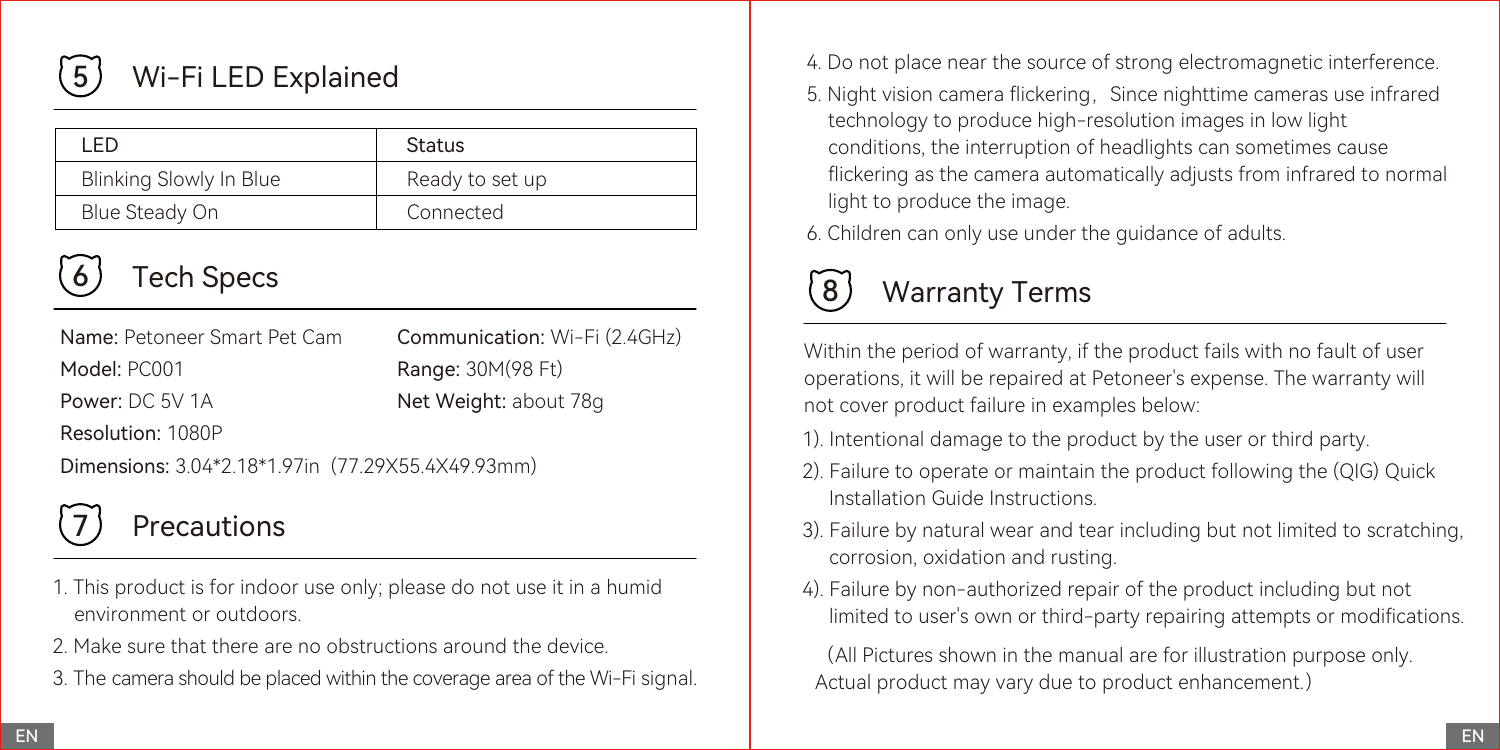## 5 Wi-Fi LED Explained

| LED | Status |
| --- | --- |
| Blinking Slowly In Blue | Ready to set up |
| Blue Steady On | Connected |

## 6 Tech Specs

**Name:** Petoneer Smart Pet Cam

**Model:** PC001

**Power:** DC 5V 1A

**Resolution:** 1080P

**Dimensions:** 3.04*2.18*1.97in (77.29X55.4X49.93mm)

**Communication:** Wi-Fi (2.4GHz)

**Range:** 30M(98 Ft)

**Net Weight:** about 78g

## 7 Precautions

1. This product is for indoor use only; please do not use it in a humid environment or outdoors.
2. Make sure that there are no obstructions around the device.
3. The camera should be placed within the coverage area of the Wi-Fi signal.
4. Do not place near the source of strong electromagnetic interference.
5. Night vision camera flickering，Since nighttime cameras use infrared technology to produce high-resolution images in low light conditions, the interruption of headlights can sometimes cause flickering as the camera automatically adjusts from infrared to normal light to produce the image.
6. Children can only use under the guidance of adults.

## 8 Warranty Terms

Within the period of warranty, if the product fails with no fault of user operations, it will be repaired at Petoneer's expense. The warranty will not cover product failure in examples below:

1). Intentional damage to the product by the user or third party.

2). Failure to operate or maintain the product following the (QIG) Quick Installation Guide Instructions.

3). Failure by natural wear and tear including but not limited to scratching, corrosion, oxidation and rusting.

4). Failure by non-authorized repair of the product including but not limited to user's own or third-party repairing attempts or modifications.

(All Pictures shown in the manual are for illustration purpose only. Actual product may vary due to product enhancement.)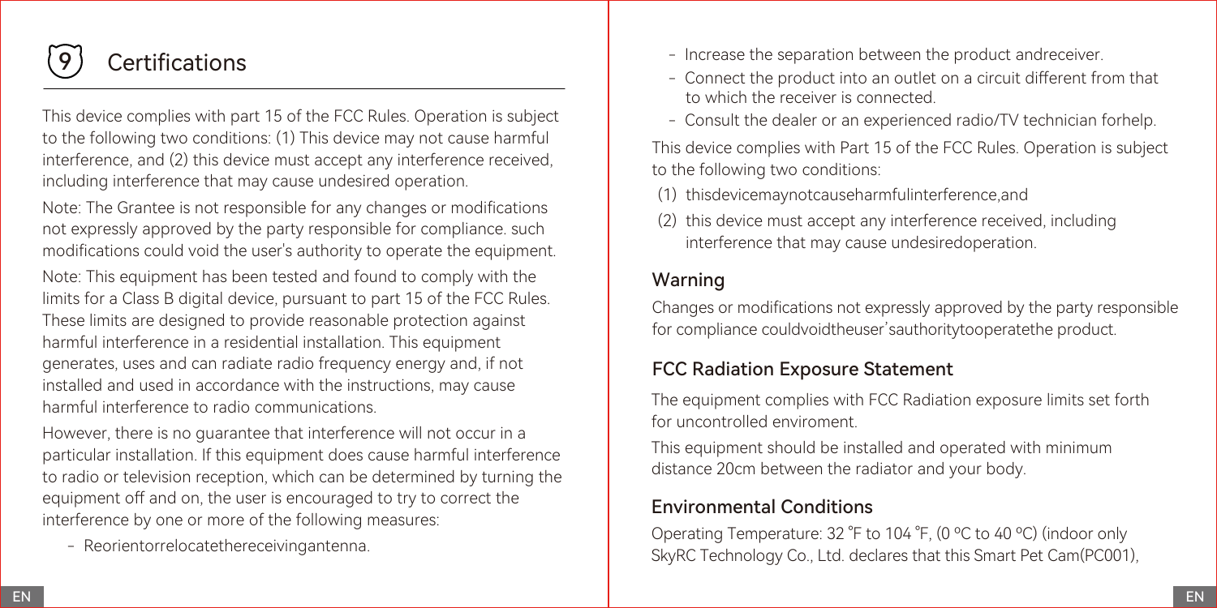## 9 Certifications

This device complies with part 15 of the FCC Rules. Operation is subject to the following two conditions: (1) This device may not cause harmful interference, and (2) this device must accept any interference received, including interference that may cause undesired operation.

Note: The Grantee is not responsible for any changes or modifications not expressly approved by the party responsible for compliance. such modifications could void the user's authority to operate the equipment.

Note: This equipment has been tested and found to comply with the limits for a Class B digital device, pursuant to part 15 of the FCC Rules. These limits are designed to provide reasonable protection against harmful interference in a residential installation. This equipment generates, uses and can radiate radio frequency energy and, if not installed and used in accordance with the instructions, may cause harmful interference to radio communications.

However, there is no guarantee that interference will not occur in a particular installation. If this equipment does cause harmful interference to radio or television reception, which can be determined by turning the equipment off and on, the user is encouraged to try to correct the interference by one or more of the following measures:

- Reorientorrelocatethereceivingantenna.
- Increase the separation between the product andreceiver.
- Connect the product into an outlet on a circuit different from that to which the receiver is connected.
- Consult the dealer or an experienced radio/TV technician forhelp.

This device complies with Part 15 of the FCC Rules. Operation is subject to the following two conditions:

(1) thisdevicemaynotcauseharmfulinterference,and

(2) this device must accept any interference received, including interference that may cause undesiredoperation.

### Warning

Changes or modifications not expressly approved by the party responsible for compliance couldvoidtheuser'sauthoritytooperatethe product.

### FCC Radiation Exposure Statement

The equipment complies with FCC Radiation exposure limits set forth for uncontrolled enviroment.

This equipment should be installed and operated with minimum distance 20cm between the radiator and your body.

### Environmental Conditions

Operating Temperature: 32 ˚F to 104 ˚F, (0 ºC to 40 ºC) (indoor only

SkyRC Technology Co., Ltd. declares that this Smart Pet Cam(PC001),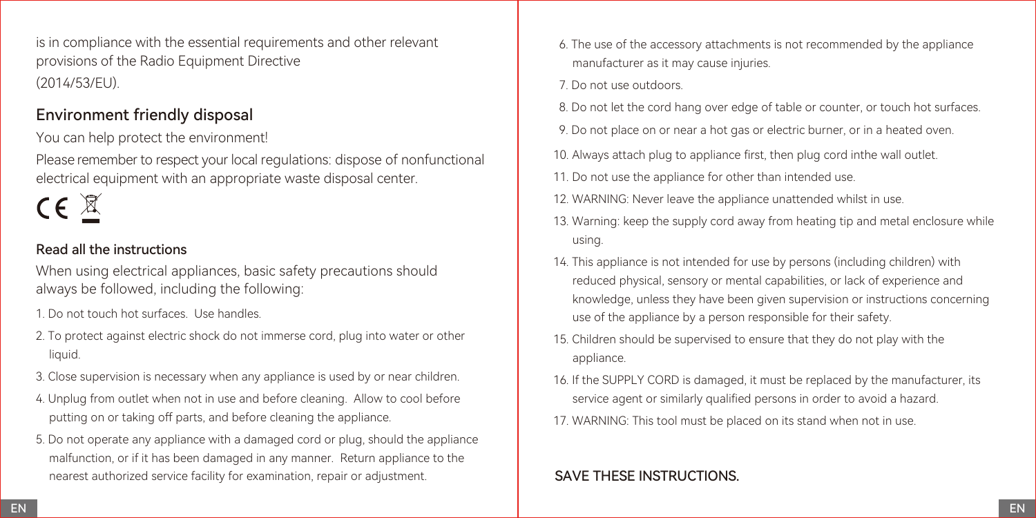is in compliance with the essential requirements and other relevant provisions of the Radio Equipment Directive (2014/53/EU).

## Environment friendly disposal

You can help protect the environment!

Please remember to respect your local regulations: dispose of nonfunctional electrical equipment with an appropriate waste disposal center.

CE

### Read all the instructions

When using electrical appliances, basic safety precautions should always be followed, including the following:

1. Do not touch hot surfaces. Use handles.
2. To protect against electric shock do not immerse cord, plug into water or other liquid.
3. Close supervision is necessary when any appliance is used by or near children.
4. Unplug from outlet when not in use and before cleaning. Allow to cool before putting on or taking off parts, and before cleaning the appliance.
5. Do not operate any appliance with a damaged cord or plug, should the appliance malfunction, or if it has been damaged in any manner. Return appliance to the nearest authorized service facility for examination, repair or adjustment.
6. The use of the accessory attachments is not recommended by the appliance manufacturer as it may cause injuries.
7. Do not use outdoors.
8. Do not let the cord hang over edge of table or counter, or touch hot surfaces.
9. Do not place on or near a hot gas or electric burner, or in a heated oven.
10. Always attach plug to appliance first, then plug cord inthe wall outlet.
11. Do not use the appliance for other than intended use.
12. WARNING: Never leave the appliance unattended whilst in use.
13. Warning: keep the supply cord away from heating tip and metal enclosure while using.
14. This appliance is not intended for use by persons (including children) with reduced physical, sensory or mental capabilities, or lack of experience and knowledge, unless they have been given supervision or instructions concerning use of the appliance by a person responsible for their safety.
15. Children should be supervised to ensure that they do not play with the appliance.
16. If the SUPPLY CORD is damaged, it must be replaced by the manufacturer, its service agent or similarly qualified persons in order to avoid a hazard.
17. WARNING: This tool must be placed on its stand when not in use.

**SAVE THESE INSTRUCTIONS.**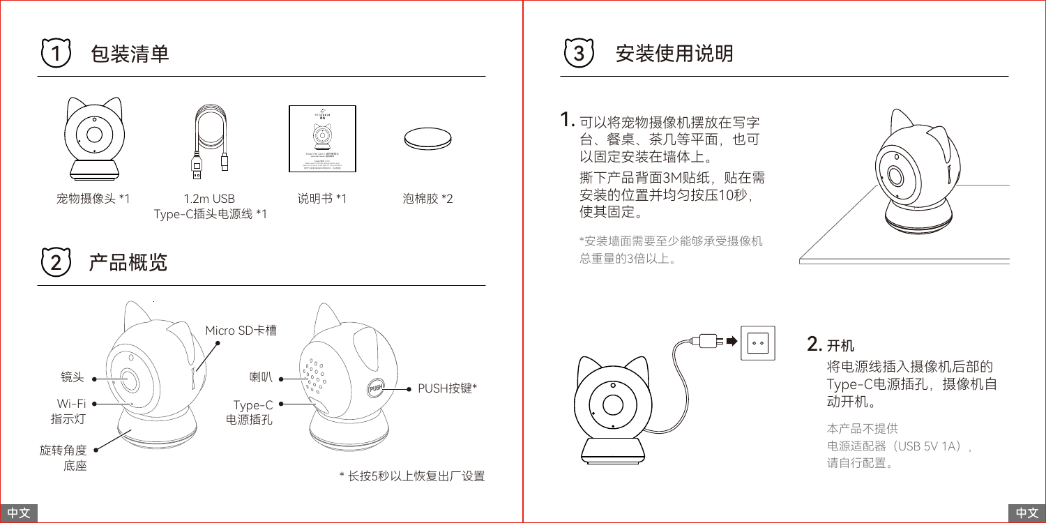## 1 包装清单

宠物摄像头 *1

1.2m USB Type-C插头电源线 *1

说明书 *1

泡棉胶 *2

## 2 产品概览

Micro SD卡槽

镜头

Wi-Fi 指示灯

旋转角度底座

喇叭

Type-C 电源插孔

PUSH按键*

* 长按5秒以上恢复出厂设置

## 3 安装使用说明

1. 可以将宠物摄像机摆放在写字台、餐桌、茶几等平面，也可以固定安装在墙体上。

   撕下产品背面3M贴纸，贴在需安装的位置并均匀按压10秒，使其固定。

   *安装墙面需要至少能够承受摄像机总重量的3倍以上。

2. 开机

   将电源线插入摄像机后部的Type-C电源插孔，摄像机自动开机。

   本产品不提供电源适配器（USB 5V 1A），请自行配置。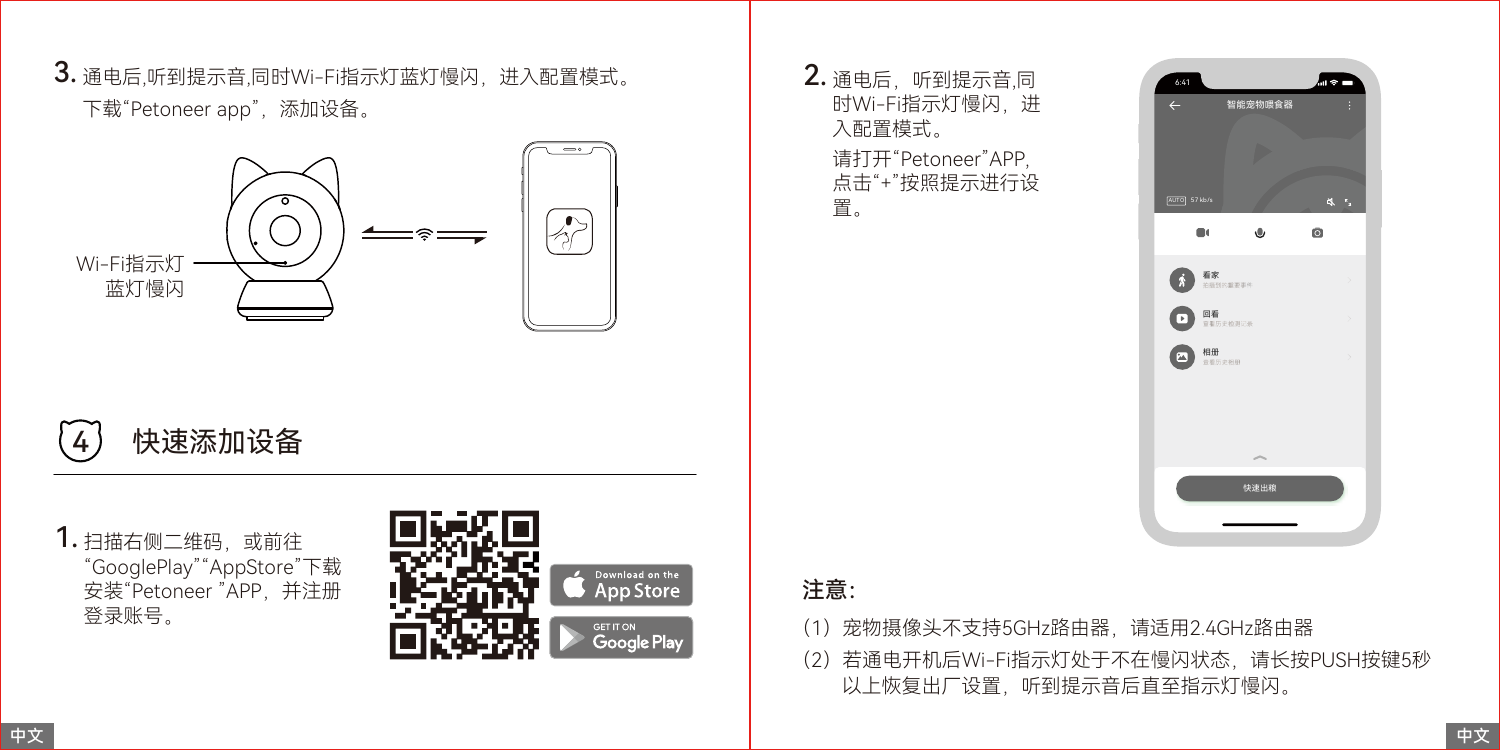3. 通电后,听到提示音,同时Wi-Fi指示灯蓝灯慢闪，进入配置模式。
下载“Petoneer app”，添加设备。

Wi-Fi指示灯
蓝灯慢闪

## 4 快速添加设备

1. 扫描右侧二维码，或前往“GooglePlay”“AppStore”下载安装“Petoneer ”APP，并注册登录账号。

Download on the App Store

GET IT ON Google Play

2. 通电后，听到提示音,同时Wi-Fi指示灯慢闪，进入配置模式。
请打开“Petoneer”APP，点击“+”按照提示进行设置。

**注意：**

（1）宠物摄像头不支持5GHz路由器，请适用2.4GHz路由器

（2）若通电开机后Wi-Fi指示灯处于不在慢闪状态，请长按PUSH按键5秒以上恢复出厂设置，听到提示音后直至指示灯慢闪。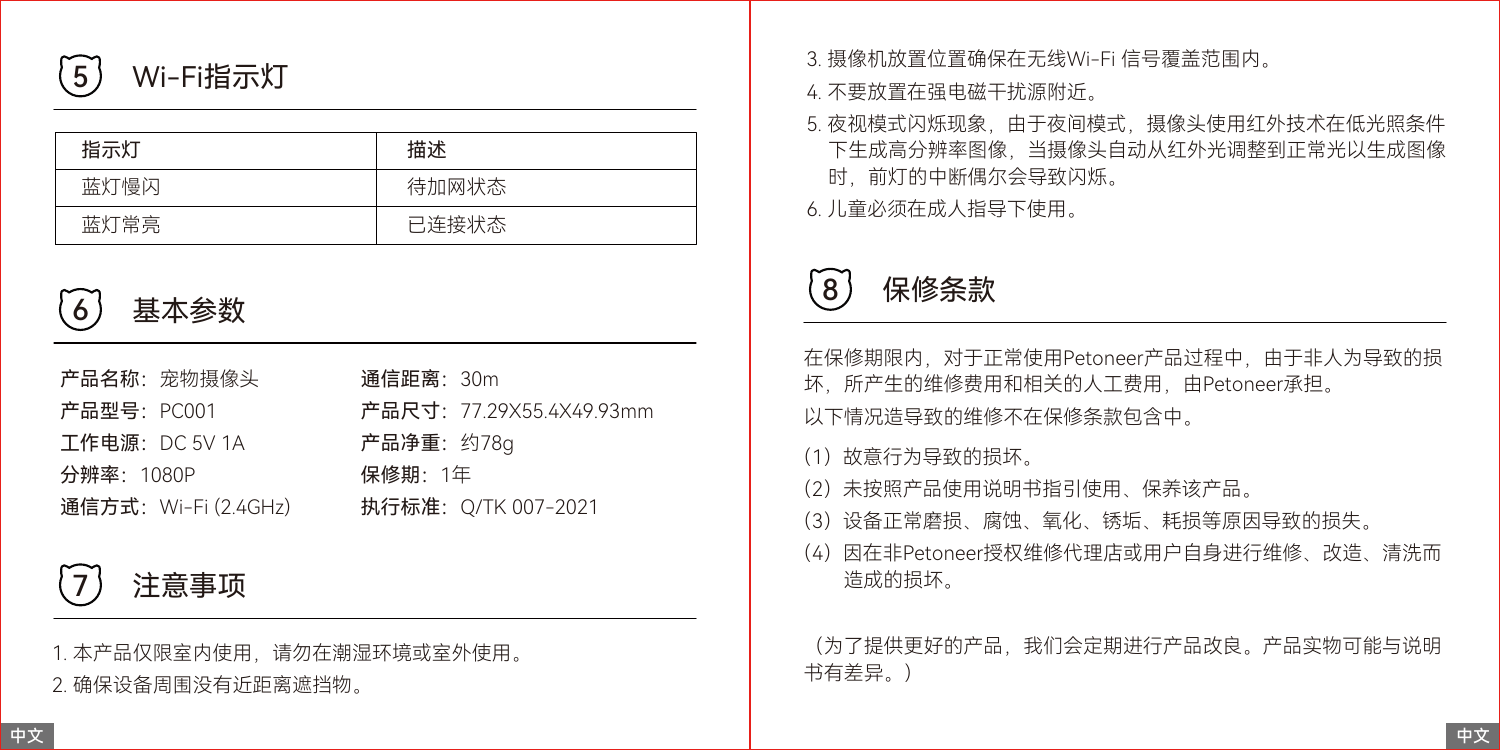## 5 Wi-Fi指示灯

| 指示灯 | 描述 |
| --- | --- |
| 蓝灯慢闪 | 待加网状态 |
| 蓝灯常亮 | 已连接状态 |

## 6 基本参数

**产品名称**：宠物摄像头

**产品型号**：PC001

**工作电源**：DC 5V 1A

**分辨率**：1080P

**通信方式**：Wi-Fi (2.4GHz)

**通信距离**：30m

**产品尺寸**：77.29X55.4X49.93mm

**产品净重**：约78g

**保修期**：1年

**执行标准**：Q/TK 007-2021

## 7 注意事项

1. 本产品仅限室内使用，请勿在潮湿环境或室外使用。
2. 确保设备周围没有近距离遮挡物。
3. 摄像机放置位置确保在无线Wi-Fi 信号覆盖范围内。
4. 不要放置在强电磁干扰源附近。
5. 夜视模式闪烁现象，由于夜间模式，摄像头使用红外技术在低光照条件下生成高分辨率图像，当摄像头自动从红外光调整到正常光以生成图像时，前灯的中断偶尔会导致闪烁。
6. 儿童必须在成人指导下使用。

## 8 保修条款

在保修期限内，对于正常使用Petoneer产品过程中，由于非人为导致的损坏，所产生的维修费用和相关的人工费用，由Petoneer承担。

以下情况造导致的维修不在保修条款包含中。

（1）故意行为导致的损坏。

（2）未按照产品使用说明书指引使用、保养该产品。

（3）设备正常磨损、腐蚀、氧化、锈垢、耗损等原因导致的损失。

（4）因在非Petoneer授权维修代理店或用户自身进行维修、改造、清洗而造成的损坏。

（为了提供更好的产品，我们会定期进行产品改良。产品实物可能与说明书有差异。）